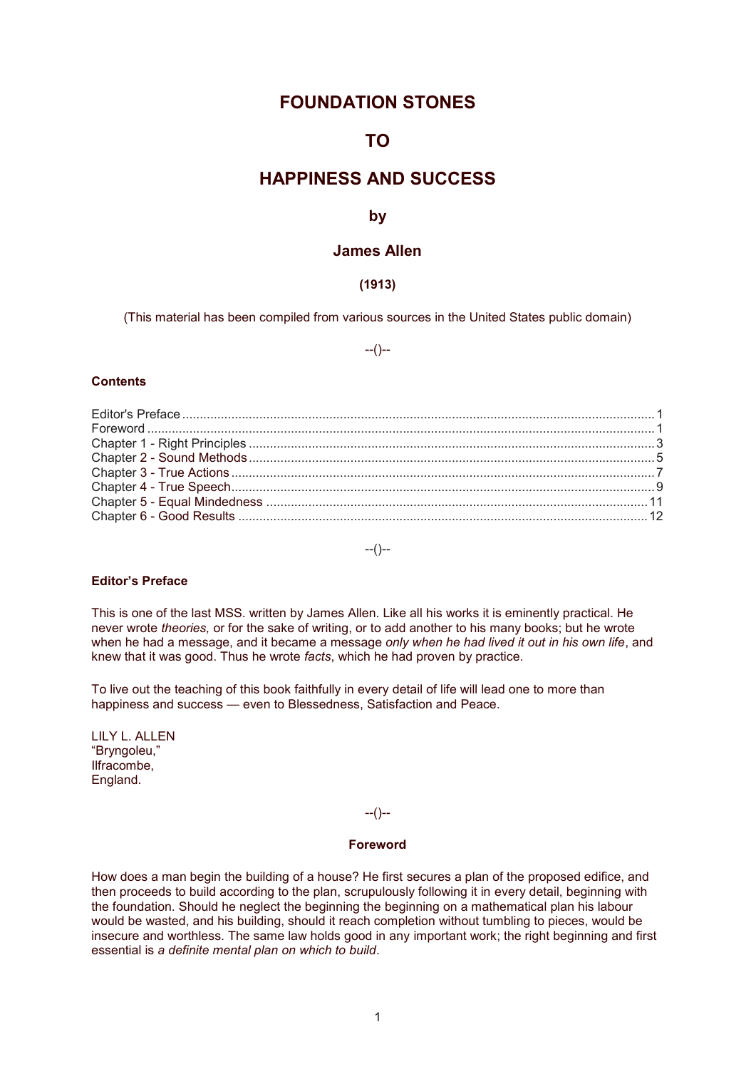# FOUNDATION STONES

# TO

# HAPPINESS AND SUCCESS

### by

### James Allen

**(1913)**

(This material has been compiled from various sources in the United States public domain)

--()--

**Contents**

Editor's Preface ........................................ 1
Foreword ........................................ 1
Chapter 1 - Right Principles ........................................ 3
Chapter 2 - Sound Methods ........................................ 5
Chapter 3 - True Actions ........................................ 7
Chapter 4 - True Speech ........................................ 9
Chapter 5 - Equal Mindedness ........................................ 11
Chapter 6 - Good Results ........................................ 12

--()--

**Editor's Preface**

This is one of the last MSS. written by James Allen. Like all his works it is eminently practical. He never wrote *theories,* or for the sake of writing, or to add another to his many books; but he wrote when he had a message, and it became a message *only when he had lived it out in his own life*, and knew that it was good. Thus he wrote *facts*, which he had proven by practice.

To live out the teaching of this book faithfully in every detail of life will lead one to more than happiness and success — even to Blessedness, Satisfaction and Peace.

LILY L. ALLEN
"Bryngoleu,"
Ilfracombe,
England.

--()--

**Foreword**

How does a man begin the building of a house? He first secures a plan of the proposed edifice, and then proceeds to build according to the plan, scrupulously following it in every detail, beginning with the foundation. Should he neglect the beginning the beginning on a mathematical plan his labour would be wasted, and his building, should it reach completion without tumbling to pieces, would be insecure and worthless. The same law holds good in any important work; the right beginning and first essential is *a definite mental plan on which to build*.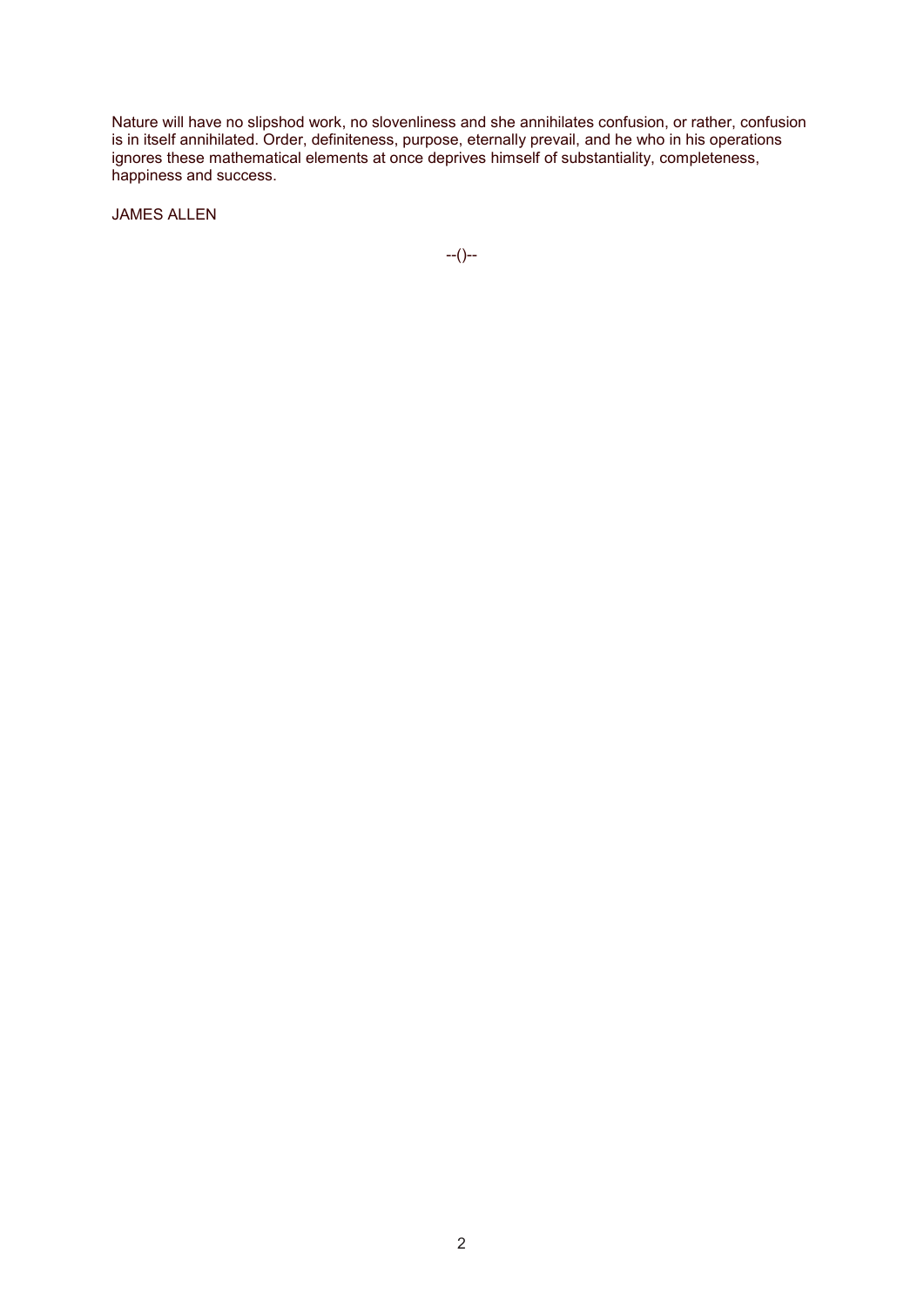Nature will have no slipshod work, no slovenliness and she annihilates confusion, or rather, confusion is in itself annihilated. Order, definiteness, purpose, eternally prevail, and he who in his operations ignores these mathematical elements at once deprives himself of substantiality, completeness, happiness and success.

JAMES ALLEN

--()--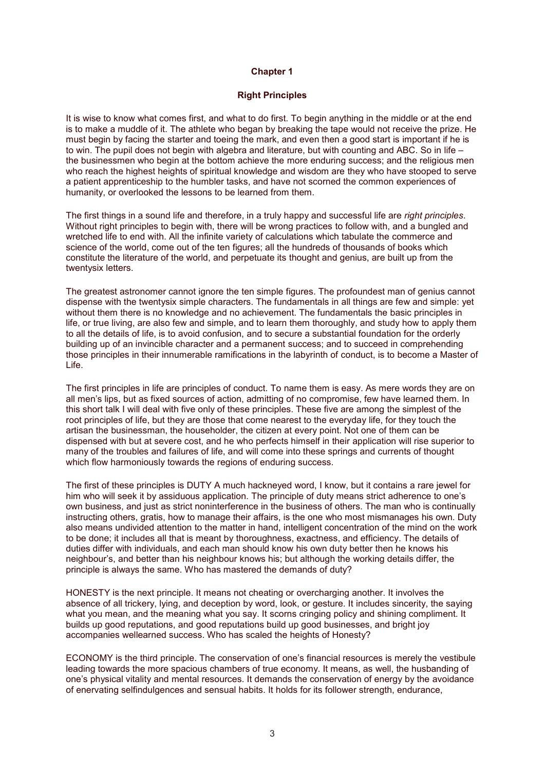# Chapter 1

## Right Principles

It is wise to know what comes first, and what to do first. To begin anything in the middle or at the end is to make a muddle of it. The athlete who began by breaking the tape would not receive the prize. He must begin by facing the starter and toeing the mark, and even then a good start is important if he is to win. The pupil does not begin with algebra and literature, but with counting and ABC. So in life – the businessmen who begin at the bottom achieve the more enduring success; and the religious men who reach the highest heights of spiritual knowledge and wisdom are they who have stooped to serve a patient apprenticeship to the humbler tasks, and have not scorned the common experiences of humanity, or overlooked the lessons to be learned from them.

The first things in a sound life and therefore, in a truly happy and successful life are *right principles*. Without right principles to begin with, there will be wrong practices to follow with, and a bungled and wretched life to end with. All the infinite variety of calculations which tabulate the commerce and science of the world, come out of the ten figures; all the hundreds of thousands of books which constitute the literature of the world, and perpetuate its thought and genius, are built up from the twentysix letters.

The greatest astronomer cannot ignore the ten simple figures. The profoundest man of genius cannot dispense with the twentysix simple characters. The fundamentals in all things are few and simple: yet without them there is no knowledge and no achievement. The fundamentals the basic principles in life, or true living, are also few and simple, and to learn them thoroughly, and study how to apply them to all the details of life, is to avoid confusion, and to secure a substantial foundation for the orderly building up of an invincible character and a permanent success; and to succeed in comprehending those principles in their innumerable ramifications in the labyrinth of conduct, is to become a Master of Life.

The first principles in life are principles of conduct. To name them is easy. As mere words they are on all men's lips, but as fixed sources of action, admitting of no compromise, few have learned them. In this short talk I will deal with five only of these principles. These five are among the simplest of the root principles of life, but they are those that come nearest to the everyday life, for they touch the artisan the businessman, the householder, the citizen at every point. Not one of them can be dispensed with but at severe cost, and he who perfects himself in their application will rise superior to many of the troubles and failures of life, and will come into these springs and currents of thought which flow harmoniously towards the regions of enduring success.

The first of these principles is DUTY A much hackneyed word, I know, but it contains a rare jewel for him who will seek it by assiduous application. The principle of duty means strict adherence to one's own business, and just as strict noninterference in the business of others. The man who is continually instructing others, gratis, how to manage their affairs, is the one who most mismanages his own. Duty also means undivided attention to the matter in hand, intelligent concentration of the mind on the work to be done; it includes all that is meant by thoroughness, exactness, and efficiency. The details of duties differ with individuals, and each man should know his own duty better then he knows his neighbour's, and better than his neighbour knows his; but although the working details differ, the principle is always the same. Who has mastered the demands of duty?

HONESTY is the next principle. It means not cheating or overcharging another. It involves the absence of all trickery, lying, and deception by word, look, or gesture. It includes sincerity, the saying what you mean, and the meaning what you say. It scorns cringing policy and shining compliment. It builds up good reputations, and good reputations build up good businesses, and bright joy accompanies wellearned success. Who has scaled the heights of Honesty?

ECONOMY is the third principle. The conservation of one's financial resources is merely the vestibule leading towards the more spacious chambers of true economy. It means, as well, the husbanding of one's physical vitality and mental resources. It demands the conservation of energy by the avoidance of enervating selfindulgences and sensual habits. It holds for its follower strength, endurance,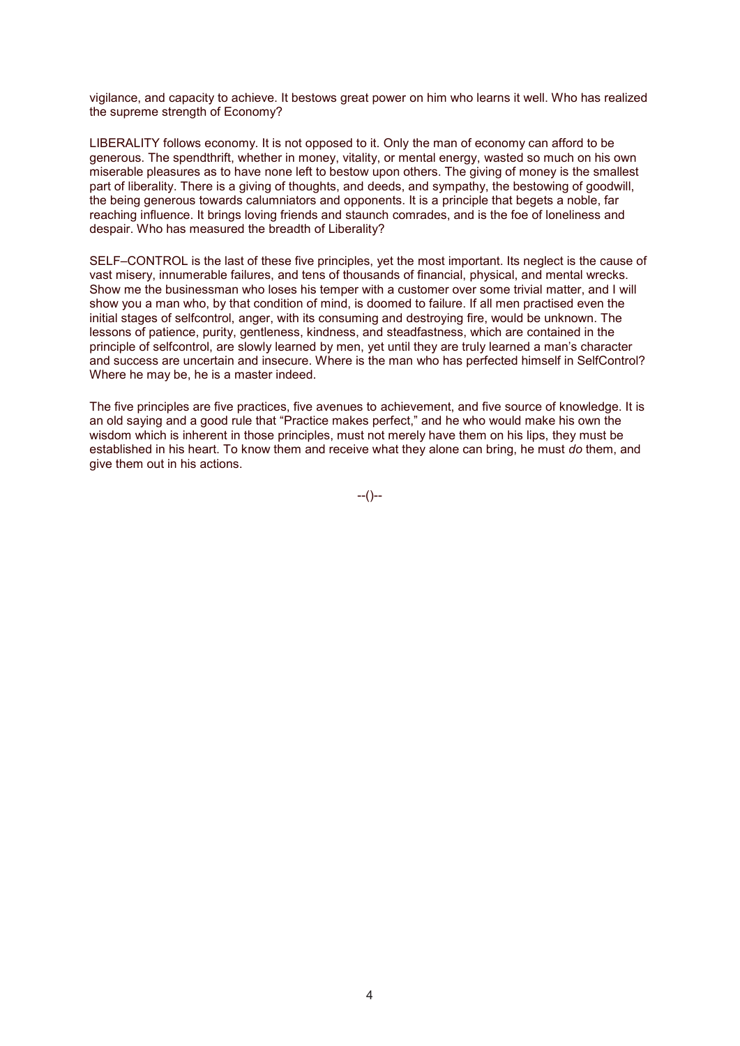vigilance, and capacity to achieve. It bestows great power on him who learns it well. Who has realized the supreme strength of Economy?

LIBERALITY follows economy. It is not opposed to it. Only the man of economy can afford to be generous. The spendthrift, whether in money, vitality, or mental energy, wasted so much on his own miserable pleasures as to have none left to bestow upon others. The giving of money is the smallest part of liberality. There is a giving of thoughts, and deeds, and sympathy, the bestowing of goodwill, the being generous towards calumniators and opponents. It is a principle that begets a noble, far reaching influence. It brings loving friends and staunch comrades, and is the foe of loneliness and despair. Who has measured the breadth of Liberality?

SELF–CONTROL is the last of these five principles, yet the most important. Its neglect is the cause of vast misery, innumerable failures, and tens of thousands of financial, physical, and mental wrecks. Show me the businessman who loses his temper with a customer over some trivial matter, and I will show you a man who, by that condition of mind, is doomed to failure. If all men practised even the initial stages of selfcontrol, anger, with its consuming and destroying fire, would be unknown. The lessons of patience, purity, gentleness, kindness, and steadfastness, which are contained in the principle of selfcontrol, are slowly learned by men, yet until they are truly learned a man's character and success are uncertain and insecure. Where is the man who has perfected himself in SelfControl? Where he may be, he is a master indeed.

The five principles are five practices, five avenues to achievement, and five source of knowledge. It is an old saying and a good rule that "Practice makes perfect," and he who would make his own the wisdom which is inherent in those principles, must not merely have them on his lips, they must be established in his heart. To know them and receive what they alone can bring, he must *do* them, and give them out in his actions.

--()--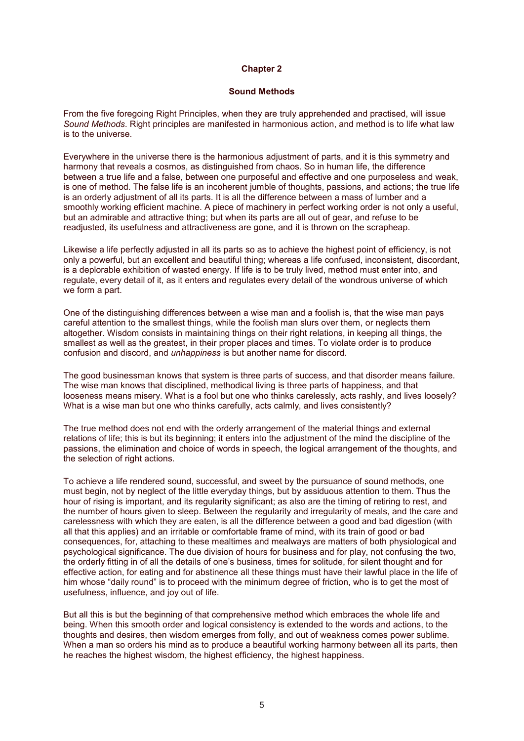## Chapter 2

### Sound Methods

From the five foregoing Right Principles, when they are truly apprehended and practised, will issue *Sound Methods*. Right principles are manifested in harmonious action, and method is to life what law is to the universe.

Everywhere in the universe there is the harmonious adjustment of parts, and it is this symmetry and harmony that reveals a cosmos, as distinguished from chaos. So in human life, the difference between a true life and a false, between one purposeful and effective and one purposeless and weak, is one of method. The false life is an incoherent jumble of thoughts, passions, and actions; the true life is an orderly adjustment of all its parts. It is all the difference between a mass of lumber and a smoothly working efficient machine. A piece of machinery in perfect working order is not only a useful, but an admirable and attractive thing; but when its parts are all out of gear, and refuse to be readjusted, its usefulness and attractiveness are gone, and it is thrown on the scrapheap.

Likewise a life perfectly adjusted in all its parts so as to achieve the highest point of efficiency, is not only a powerful, but an excellent and beautiful thing; whereas a life confused, inconsistent, discordant, is a deplorable exhibition of wasted energy. If life is to be truly lived, method must enter into, and regulate, every detail of it, as it enters and regulates every detail of the wondrous universe of which we form a part.

One of the distinguishing differences between a wise man and a foolish is, that the wise man pays careful attention to the smallest things, while the foolish man slurs over them, or neglects them altogether. Wisdom consists in maintaining things on their right relations, in keeping all things, the smallest as well as the greatest, in their proper places and times. To violate order is to produce confusion and discord, and *unhappiness* is but another name for discord.

The good businessman knows that system is three parts of success, and that disorder means failure. The wise man knows that disciplined, methodical living is three parts of happiness, and that looseness means misery. What is a fool but one who thinks carelessly, acts rashly, and lives loosely? What is a wise man but one who thinks carefully, acts calmly, and lives consistently?

The true method does not end with the orderly arrangement of the material things and external relations of life; this is but its beginning; it enters into the adjustment of the mind the discipline of the passions, the elimination and choice of words in speech, the logical arrangement of the thoughts, and the selection of right actions.

To achieve a life rendered sound, successful, and sweet by the pursuance of sound methods, one must begin, not by neglect of the little everyday things, but by assiduous attention to them. Thus the hour of rising is important, and its regularity significant; as also are the timing of retiring to rest, and the number of hours given to sleep. Between the regularity and irregularity of meals, and the care and carelessness with which they are eaten, is all the difference between a good and bad digestion (with all that this applies) and an irritable or comfortable frame of mind, with its train of good or bad consequences, for, attaching to these mealtimes and mealways are matters of both physiological and psychological significance. The due division of hours for business and for play, not confusing the two, the orderly fitting in of all the details of one's business, times for solitude, for silent thought and for effective action, for eating and for abstinence all these things must have their lawful place in the life of him whose "daily round" is to proceed with the minimum degree of friction, who is to get the most of usefulness, influence, and joy out of life.

But all this is but the beginning of that comprehensive method which embraces the whole life and being. When this smooth order and logical consistency is extended to the words and actions, to the thoughts and desires, then wisdom emerges from folly, and out of weakness comes power sublime. When a man so orders his mind as to produce a beautiful working harmony between all its parts, then he reaches the highest wisdom, the highest efficiency, the highest happiness.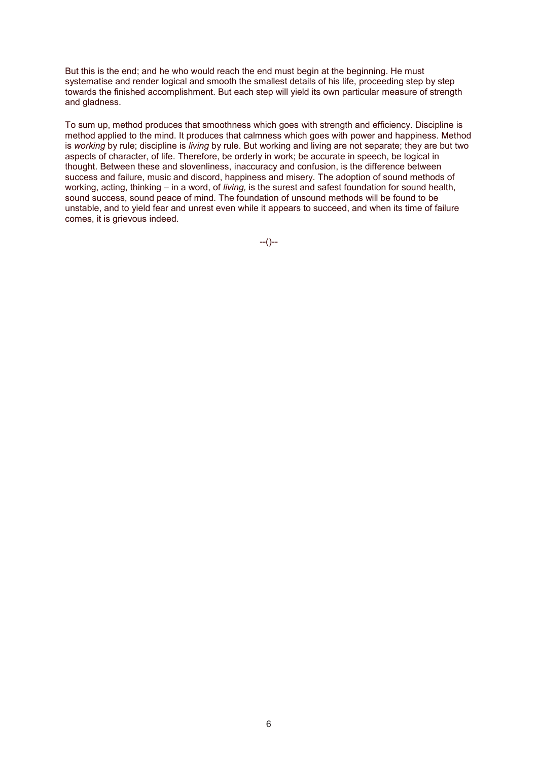But this is the end; and he who would reach the end must begin at the beginning. He must systematise and render logical and smooth the smallest details of his life, proceeding step by step towards the finished accomplishment. But each step will yield its own particular measure of strength and gladness.

To sum up, method produces that smoothness which goes with strength and efficiency. Discipline is method applied to the mind. It produces that calmness which goes with power and happiness. Method is *working* by rule; discipline is *living* by rule. But working and living are not separate; they are but two aspects of character, of life. Therefore, be orderly in work; be accurate in speech, be logical in thought. Between these and slovenliness, inaccuracy and confusion, is the difference between success and failure, music and discord, happiness and misery. The adoption of sound methods of working, acting, thinking – in a word, of *living,* is the surest and safest foundation for sound health, sound success, sound peace of mind. The foundation of unsound methods will be found to be unstable, and to yield fear and unrest even while it appears to succeed, and when its time of failure comes, it is grievous indeed.

--()--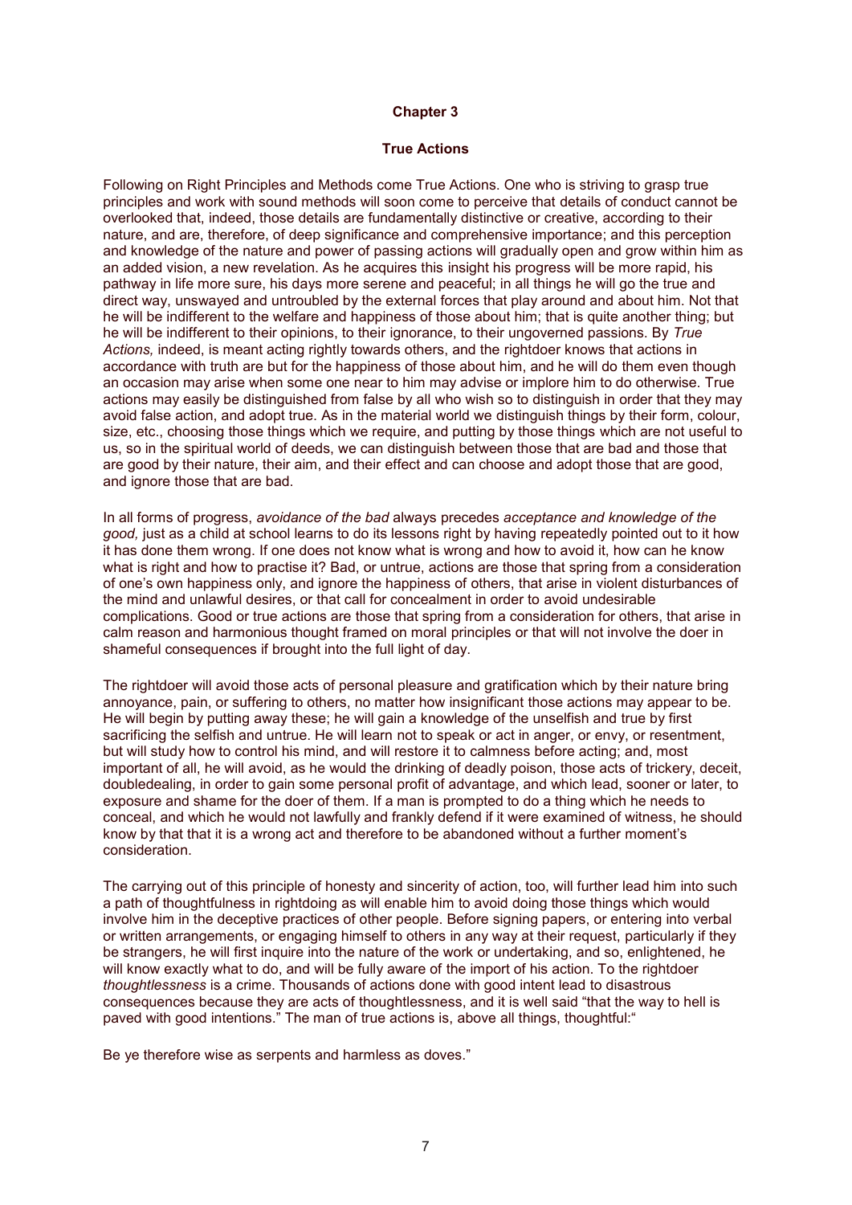## Chapter 3

### True Actions

Following on Right Principles and Methods come True Actions. One who is striving to grasp true principles and work with sound methods will soon come to perceive that details of conduct cannot be overlooked that, indeed, those details are fundamentally distinctive or creative, according to their nature, and are, therefore, of deep significance and comprehensive importance; and this perception and knowledge of the nature and power of passing actions will gradually open and grow within him as an added vision, a new revelation. As he acquires this insight his progress will be more rapid, his pathway in life more sure, his days more serene and peaceful; in all things he will go the true and direct way, unswayed and untroubled by the external forces that play around and about him. Not that he will be indifferent to the welfare and happiness of those about him; that is quite another thing; but he will be indifferent to their opinions, to their ignorance, to their ungoverned passions. By *True Actions,* indeed, is meant acting rightly towards others, and the rightdoer knows that actions in accordance with truth are but for the happiness of those about him, and he will do them even though an occasion may arise when some one near to him may advise or implore him to do otherwise. True actions may easily be distinguished from false by all who wish so to distinguish in order that they may avoid false action, and adopt true. As in the material world we distinguish things by their form, colour, size, etc., choosing those things which we require, and putting by those things which are not useful to us, so in the spiritual world of deeds, we can distinguish between those that are bad and those that are good by their nature, their aim, and their effect and can choose and adopt those that are good, and ignore those that are bad.

In all forms of progress, *avoidance of the bad* always precedes *acceptance and knowledge of the good,* just as a child at school learns to do its lessons right by having repeatedly pointed out to it how it has done them wrong. If one does not know what is wrong and how to avoid it, how can he know what is right and how to practise it? Bad, or untrue, actions are those that spring from a consideration of one's own happiness only, and ignore the happiness of others, that arise in violent disturbances of the mind and unlawful desires, or that call for concealment in order to avoid undesirable complications. Good or true actions are those that spring from a consideration for others, that arise in calm reason and harmonious thought framed on moral principles or that will not involve the doer in shameful consequences if brought into the full light of day.

The rightdoer will avoid those acts of personal pleasure and gratification which by their nature bring annoyance, pain, or suffering to others, no matter how insignificant those actions may appear to be. He will begin by putting away these; he will gain a knowledge of the unselfish and true by first sacrificing the selfish and untrue. He will learn not to speak or act in anger, or envy, or resentment, but will study how to control his mind, and will restore it to calmness before acting; and, most important of all, he will avoid, as he would the drinking of deadly poison, those acts of trickery, deceit, doubledealing, in order to gain some personal profit of advantage, and which lead, sooner or later, to exposure and shame for the doer of them. If a man is prompted to do a thing which he needs to conceal, and which he would not lawfully and frankly defend if it were examined of witness, he should know by that that it is a wrong act and therefore to be abandoned without a further moment's consideration.

The carrying out of this principle of honesty and sincerity of action, too, will further lead him into such a path of thoughtfulness in rightdoing as will enable him to avoid doing those things which would involve him in the deceptive practices of other people. Before signing papers, or entering into verbal or written arrangements, or engaging himself to others in any way at their request, particularly if they be strangers, he will first inquire into the nature of the work or undertaking, and so, enlightened, he will know exactly what to do, and will be fully aware of the import of his action. To the rightdoer *thoughtlessness* is a crime. Thousands of actions done with good intent lead to disastrous consequences because they are acts of thoughtlessness, and it is well said "that the way to hell is paved with good intentions." The man of true actions is, above all things, thoughtful:"

Be ye therefore wise as serpents and harmless as doves."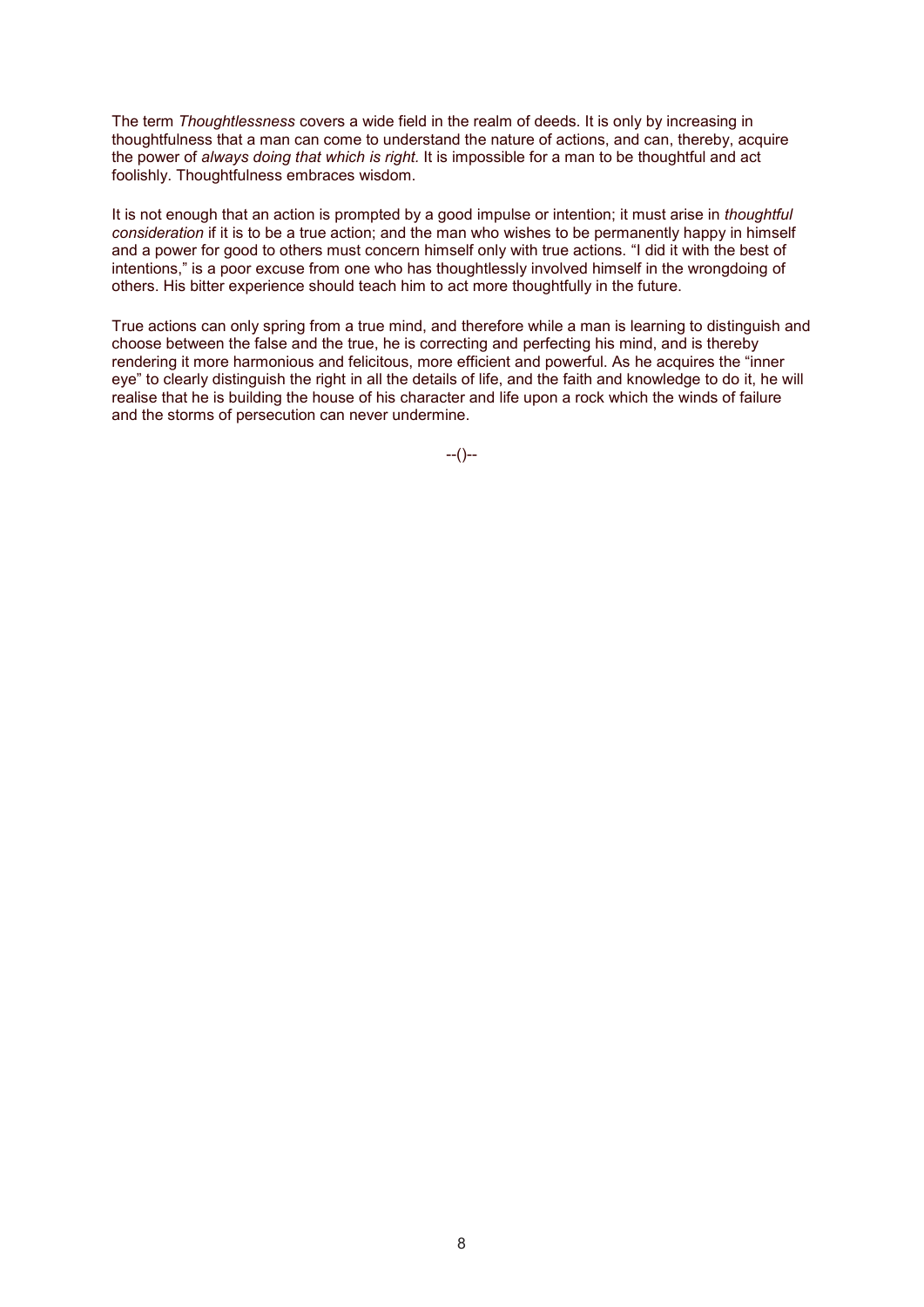The term *Thoughtlessness* covers a wide field in the realm of deeds. It is only by increasing in thoughtfulness that a man can come to understand the nature of actions, and can, thereby, acquire the power of *always doing that which is right.* It is impossible for a man to be thoughtful and act foolishly. Thoughtfulness embraces wisdom.

It is not enough that an action is prompted by a good impulse or intention; it must arise in *thoughtful consideration* if it is to be a true action; and the man who wishes to be permanently happy in himself and a power for good to others must concern himself only with true actions. "I did it with the best of intentions," is a poor excuse from one who has thoughtlessly involved himself in the wrongdoing of others. His bitter experience should teach him to act more thoughtfully in the future.

True actions can only spring from a true mind, and therefore while a man is learning to distinguish and choose between the false and the true, he is correcting and perfecting his mind, and is thereby rendering it more harmonious and felicitous, more efficient and powerful. As he acquires the "inner eye" to clearly distinguish the right in all the details of life, and the faith and knowledge to do it, he will realise that he is building the house of his character and life upon a rock which the winds of failure and the storms of persecution can never undermine.

--()--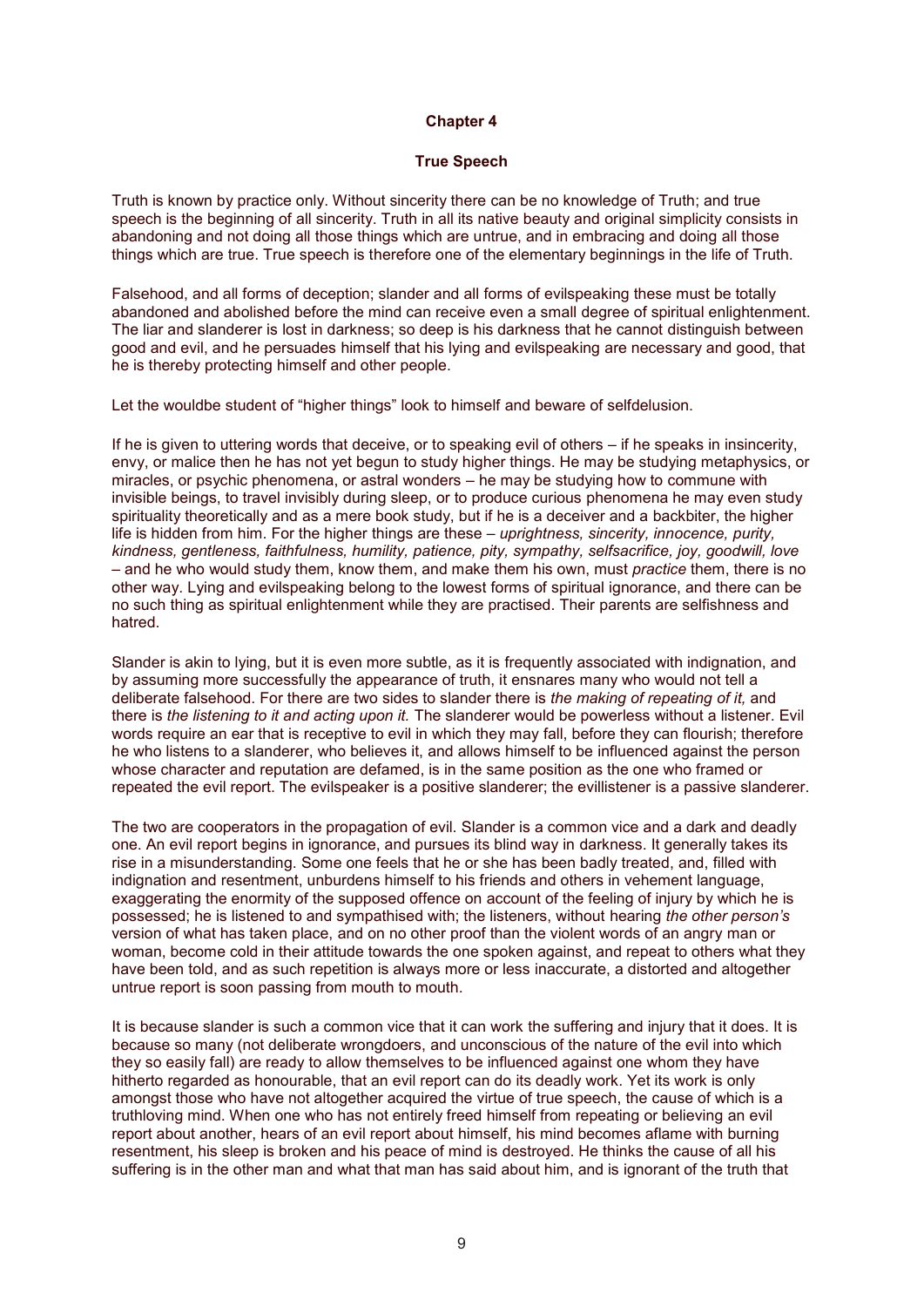## Chapter 4

### True Speech

Truth is known by practice only. Without sincerity there can be no knowledge of Truth; and true speech is the beginning of all sincerity. Truth in all its native beauty and original simplicity consists in abandoning and not doing all those things which are untrue, and in embracing and doing all those things which are true. True speech is therefore one of the elementary beginnings in the life of Truth.

Falsehood, and all forms of deception; slander and all forms of evilspeaking these must be totally abandoned and abolished before the mind can receive even a small degree of spiritual enlightenment. The liar and slanderer is lost in darkness; so deep is his darkness that he cannot distinguish between good and evil, and he persuades himself that his lying and evilspeaking are necessary and good, that he is thereby protecting himself and other people.

Let the wouldbe student of "higher things" look to himself and beware of selfdelusion.

If he is given to uttering words that deceive, or to speaking evil of others – if he speaks in insincerity, envy, or malice then he has not yet begun to study higher things. He may be studying metaphysics, or miracles, or psychic phenomena, or astral wonders – he may be studying how to commune with invisible beings, to travel invisibly during sleep, or to produce curious phenomena he may even study spirituality theoretically and as a mere book study, but if he is a deceiver and a backbiter, the higher life is hidden from him. For the higher things are these – *uprightness, sincerity, innocence, purity, kindness, gentleness, faithfulness, humility, patience, pity, sympathy, selfsacrifice, joy, goodwill, love* – and he who would study them, know them, and make them his own, must *practice* them, there is no other way. Lying and evilspeaking belong to the lowest forms of spiritual ignorance, and there can be no such thing as spiritual enlightenment while they are practised. Their parents are selfishness and hatred.

Slander is akin to lying, but it is even more subtle, as it is frequently associated with indignation, and by assuming more successfully the appearance of truth, it ensnares many who would not tell a deliberate falsehood. For there are two sides to slander there is *the making of repeating of it,* and there is *the listening to it and acting upon it.* The slanderer would be powerless without a listener. Evil words require an ear that is receptive to evil in which they may fall, before they can flourish; therefore he who listens to a slanderer, who believes it, and allows himself to be influenced against the person whose character and reputation are defamed, is in the same position as the one who framed or repeated the evil report. The evilspeaker is a positive slanderer; the evillistener is a passive slanderer.

The two are cooperators in the propagation of evil. Slander is a common vice and a dark and deadly one. An evil report begins in ignorance, and pursues its blind way in darkness. It generally takes its rise in a misunderstanding. Some one feels that he or she has been badly treated, and, filled with indignation and resentment, unburdens himself to his friends and others in vehement language, exaggerating the enormity of the supposed offence on account of the feeling of injury by which he is possessed; he is listened to and sympathised with; the listeners, without hearing *the other person's* version of what has taken place, and on no other proof than the violent words of an angry man or woman, become cold in their attitude towards the one spoken against, and repeat to others what they have been told, and as such repetition is always more or less inaccurate, a distorted and altogether untrue report is soon passing from mouth to mouth.

It is because slander is such a common vice that it can work the suffering and injury that it does. It is because so many (not deliberate wrongdoers, and unconscious of the nature of the evil into which they so easily fall) are ready to allow themselves to be influenced against one whom they have hitherto regarded as honourable, that an evil report can do its deadly work. Yet its work is only amongst those who have not altogether acquired the virtue of true speech, the cause of which is a truthloving mind. When one who has not entirely freed himself from repeating or believing an evil report about another, hears of an evil report about himself, his mind becomes aflame with burning resentment, his sleep is broken and his peace of mind is destroyed. He thinks the cause of all his suffering is in the other man and what that man has said about him, and is ignorant of the truth that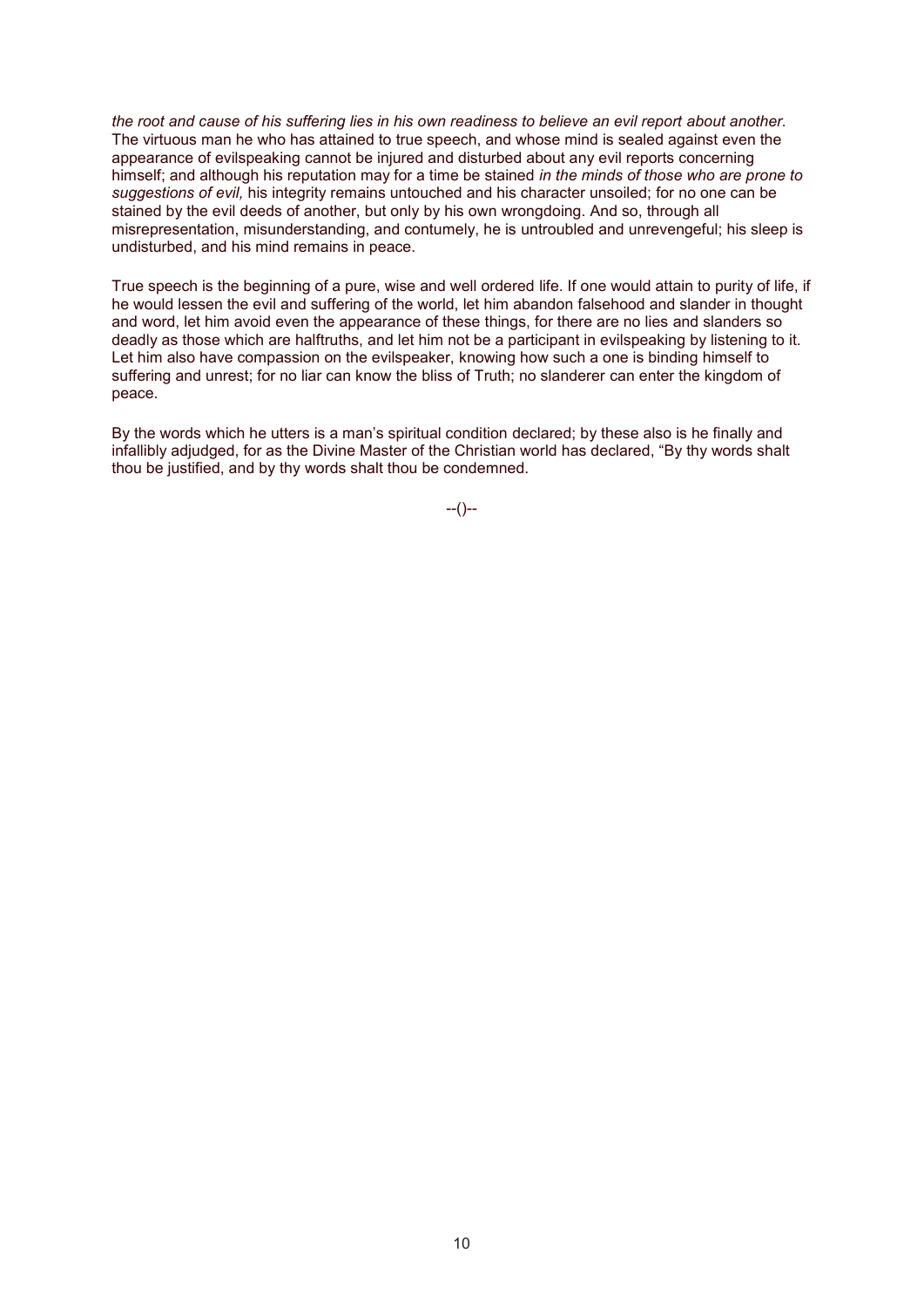*the root and cause of his suffering lies in his own readiness to believe an evil report about another.* The virtuous man he who has attained to true speech, and whose mind is sealed against even the appearance of evilspeaking cannot be injured and disturbed about any evil reports concerning himself; and although his reputation may for a time be stained *in the minds of those who are prone to suggestions of evil,* his integrity remains untouched and his character unsoiled; for no one can be stained by the evil deeds of another, but only by his own wrongdoing. And so, through all misrepresentation, misunderstanding, and contumely, he is untroubled and unrevengeful; his sleep is undisturbed, and his mind remains in peace.

True speech is the beginning of a pure, wise and well ordered life. If one would attain to purity of life, if he would lessen the evil and suffering of the world, let him abandon falsehood and slander in thought and word, let him avoid even the appearance of these things, for there are no lies and slanders so deadly as those which are halftruths, and let him not be a participant in evilspeaking by listening to it. Let him also have compassion on the evilspeaker, knowing how such a one is binding himself to suffering and unrest; for no liar can know the bliss of Truth; no slanderer can enter the kingdom of peace.

By the words which he utters is a man's spiritual condition declared; by these also is he finally and infallibly adjudged, for as the Divine Master of the Christian world has declared, "By thy words shalt thou be justified, and by thy words shalt thou be condemned.

--()--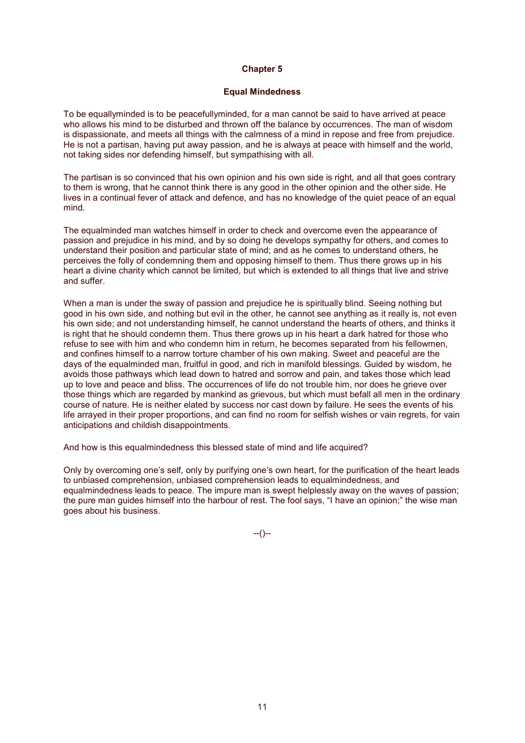## Chapter 5

### Equal Mindedness

To be equallyminded is to be peacefullyminded, for a man cannot be said to have arrived at peace who allows his mind to be disturbed and thrown off the balance by occurrences. The man of wisdom is dispassionate, and meets all things with the calmness of a mind in repose and free from prejudice. He is not a partisan, having put away passion, and he is always at peace with himself and the world, not taking sides nor defending himself, but sympathising with all.

The partisan is so convinced that his own opinion and his own side is right, and all that goes contrary to them is wrong, that he cannot think there is any good in the other opinion and the other side. He lives in a continual fever of attack and defence, and has no knowledge of the quiet peace of an equal mind.

The equalminded man watches himself in order to check and overcome even the appearance of passion and prejudice in his mind, and by so doing he develops sympathy for others, and comes to understand their position and particular state of mind; and as he comes to understand others, he perceives the folly of condemning them and opposing himself to them. Thus there grows up in his heart a divine charity which cannot be limited, but which is extended to all things that live and strive and suffer.

When a man is under the sway of passion and prejudice he is spiritually blind. Seeing nothing but good in his own side, and nothing but evil in the other, he cannot see anything as it really is, not even his own side; and not understanding himself, he cannot understand the hearts of others, and thinks it is right that he should condemn them. Thus there grows up in his heart a dark hatred for those who refuse to see with him and who condemn him in return, he becomes separated from his fellowmen, and confines himself to a narrow torture chamber of his own making. Sweet and peaceful are the days of the equalminded man, fruitful in good, and rich in manifold blessings. Guided by wisdom, he avoids those pathways which lead down to hatred and sorrow and pain, and takes those which lead up to love and peace and bliss. The occurrences of life do not trouble him, nor does he grieve over those things which are regarded by mankind as grievous, but which must befall all men in the ordinary course of nature. He is neither elated by success nor cast down by failure. He sees the events of his life arrayed in their proper proportions, and can find no room for selfish wishes or vain regrets, for vain anticipations and childish disappointments.

And how is this equalmindedness this blessed state of mind and life acquired?

Only by overcoming one's self, only by purifying one's own heart, for the purification of the heart leads to unbiased comprehension, unbiased comprehension leads to equalmindedness, and equalmindedness leads to peace. The impure man is swept helplessly away on the waves of passion; the pure man guides himself into the harbour of rest. The fool says, "I have an opinion;" the wise man goes about his business.

--()--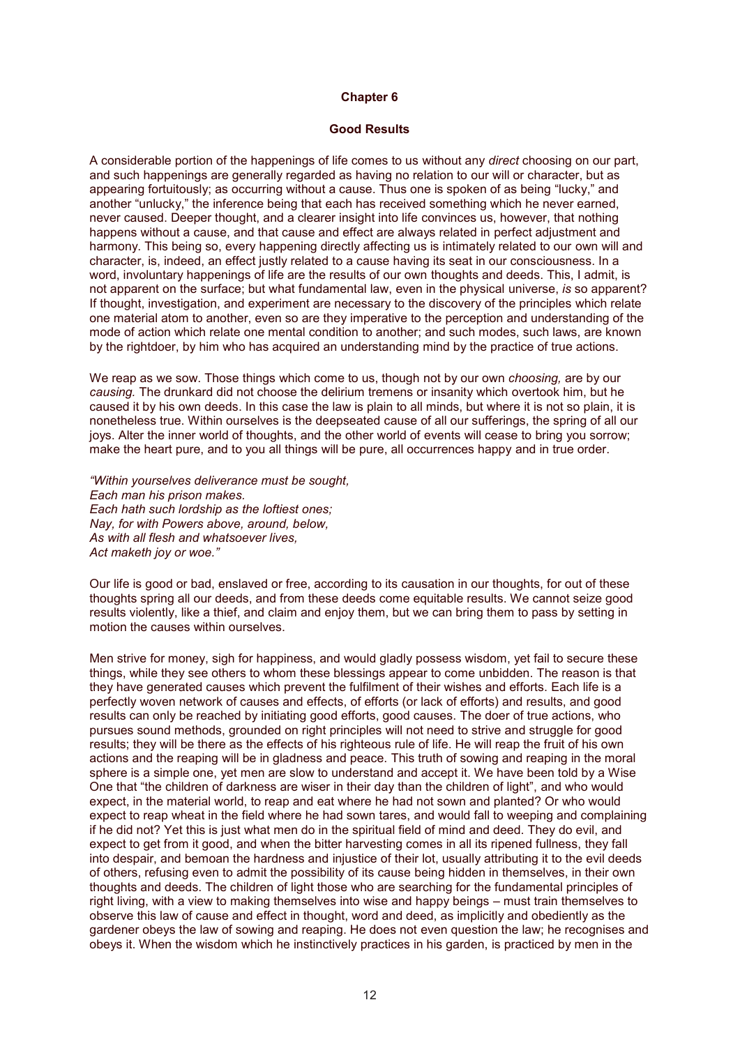## Chapter 6

### Good Results

A considerable portion of the happenings of life comes to us without any *direct* choosing on our part, and such happenings are generally regarded as having no relation to our will or character, but as appearing fortuitously; as occurring without a cause. Thus one is spoken of as being "lucky," and another "unlucky," the inference being that each has received something which he never earned, never caused. Deeper thought, and a clearer insight into life convinces us, however, that nothing happens without a cause, and that cause and effect are always related in perfect adjustment and harmony. This being so, every happening directly affecting us is intimately related to our own will and character, is, indeed, an effect justly related to a cause having its seat in our consciousness. In a word, involuntary happenings of life are the results of our own thoughts and deeds. This, I admit, is not apparent on the surface; but what fundamental law, even in the physical universe, *is* so apparent? If thought, investigation, and experiment are necessary to the discovery of the principles which relate one material atom to another, even so are they imperative to the perception and understanding of the mode of action which relate one mental condition to another; and such modes, such laws, are known by the rightdoer, by him who has acquired an understanding mind by the practice of true actions.

We reap as we sow. Those things which come to us, though not by our own *choosing,* are by our *causing.* The drunkard did not choose the delirium tremens or insanity which overtook him, but he caused it by his own deeds. In this case the law is plain to all minds, but where it is not so plain, it is nonetheless true. Within ourselves is the deepseated cause of all our sufferings, the spring of all our joys. Alter the inner world of thoughts, and the other world of events will cease to bring you sorrow; make the heart pure, and to you all things will be pure, all occurrences happy and in true order.

*"Within yourselves deliverance must be sought,*
*Each man his prison makes.*
*Each hath such lordship as the loftiest ones;*
*Nay, for with Powers above, around, below,*
*As with all flesh and whatsoever lives,*
*Act maketh joy or woe."*

Our life is good or bad, enslaved or free, according to its causation in our thoughts, for out of these thoughts spring all our deeds, and from these deeds come equitable results. We cannot seize good results violently, like a thief, and claim and enjoy them, but we can bring them to pass by setting in motion the causes within ourselves.

Men strive for money, sigh for happiness, and would gladly possess wisdom, yet fail to secure these things, while they see others to whom these blessings appear to come unbidden. The reason is that they have generated causes which prevent the fulfilment of their wishes and efforts. Each life is a perfectly woven network of causes and effects, of efforts (or lack of efforts) and results, and good results can only be reached by initiating good efforts, good causes. The doer of true actions, who pursues sound methods, grounded on right principles will not need to strive and struggle for good results; they will be there as the effects of his righteous rule of life. He will reap the fruit of his own actions and the reaping will be in gladness and peace. This truth of sowing and reaping in the moral sphere is a simple one, yet men are slow to understand and accept it. We have been told by a Wise One that "the children of darkness are wiser in their day than the children of light", and who would expect, in the material world, to reap and eat where he had not sown and planted? Or who would expect to reap wheat in the field where he had sown tares, and would fall to weeping and complaining if he did not? Yet this is just what men do in the spiritual field of mind and deed. They do evil, and expect to get from it good, and when the bitter harvesting comes in all its ripened fullness, they fall into despair, and bemoan the hardness and injustice of their lot, usually attributing it to the evil deeds of others, refusing even to admit the possibility of its cause being hidden in themselves, in their own thoughts and deeds. The children of light those who are searching for the fundamental principles of right living, with a view to making themselves into wise and happy beings – must train themselves to observe this law of cause and effect in thought, word and deed, as implicitly and obediently as the gardener obeys the law of sowing and reaping. He does not even question the law; he recognises and obeys it. When the wisdom which he instinctively practices in his garden, is practiced by men in the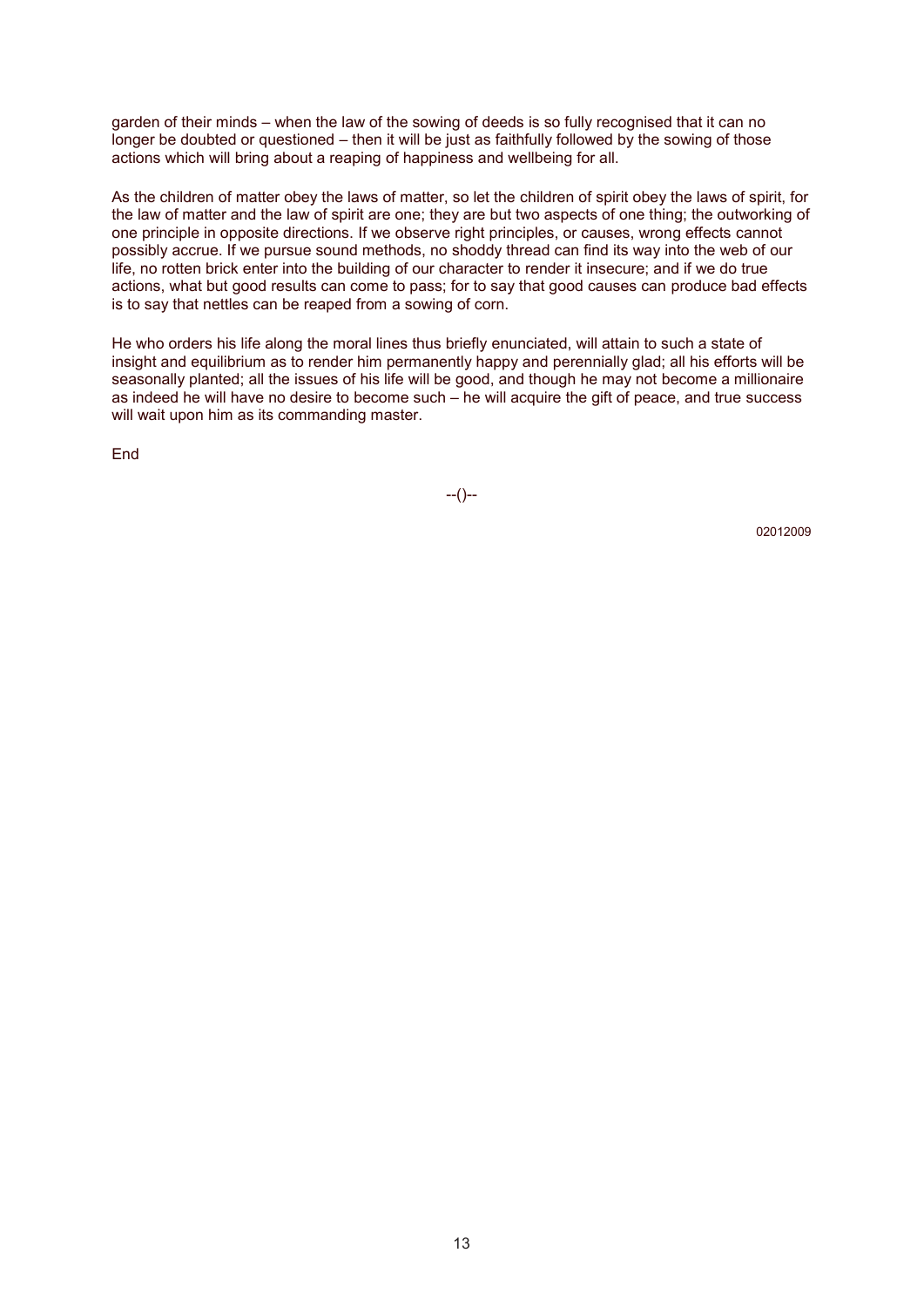garden of their minds – when the law of the sowing of deeds is so fully recognised that it can no longer be doubted or questioned – then it will be just as faithfully followed by the sowing of those actions which will bring about a reaping of happiness and wellbeing for all.

As the children of matter obey the laws of matter, so let the children of spirit obey the laws of spirit, for the law of matter and the law of spirit are one; they are but two aspects of one thing; the outworking of one principle in opposite directions. If we observe right principles, or causes, wrong effects cannot possibly accrue. If we pursue sound methods, no shoddy thread can find its way into the web of our life, no rotten brick enter into the building of our character to render it insecure; and if we do true actions, what but good results can come to pass; for to say that good causes can produce bad effects is to say that nettles can be reaped from a sowing of corn.

He who orders his life along the moral lines thus briefly enunciated, will attain to such a state of insight and equilibrium as to render him permanently happy and perennially glad; all his efforts will be seasonally planted; all the issues of his life will be good, and though he may not become a millionaire as indeed he will have no desire to become such – he will acquire the gift of peace, and true success will wait upon him as its commanding master.

End

--()--

02012009